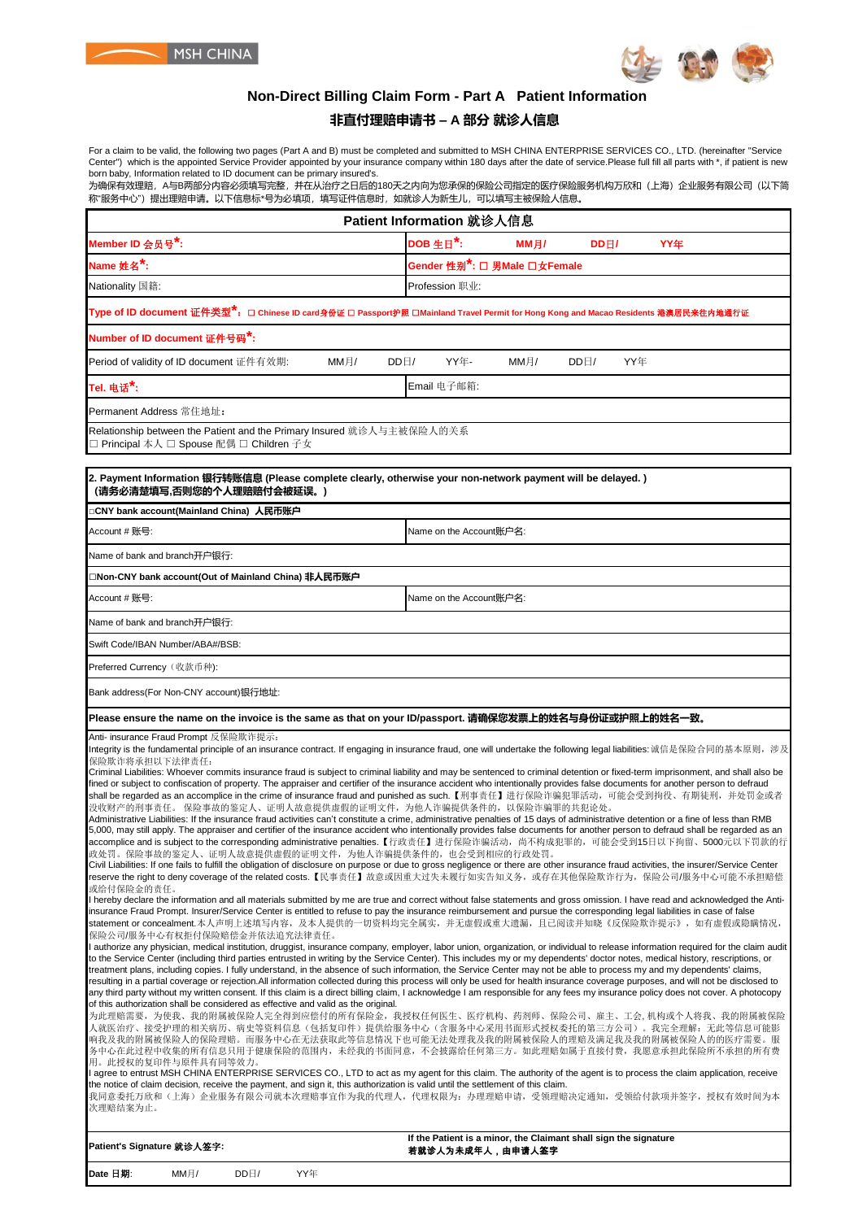MSH CHINA

# Non-Direct Billing Claim Form - Part A Patient Information

## 非直付理赔申请书 – A 部分 就诊人信息

For a claim to be valid, the following two pages (Part A and B) must be completed and submitted to MSH CHINA ENTERPRISE SERVICES CO., LTD. (hereinafter "Service Center") which is the appointed Service Provider appointed by your insurance company within 180 days after the date of service.Please full fill all parts with *, if patient is new born baby, Information related to ID document can be primary insured's.

为确保有效理赔，A与B两部分内容必须填写完整，并在从治疗之日后的180天之内向为您承保的保险公司指定的医疗保险服务机构万欣和（上海）企业服务有限公司（以下简称"服务中心"）提出理赔申请。以下信息标*号为必填项，填写证件信息时，如就诊人为新生儿，可以填写主被保险人信息。

| Patient Information 就诊人信息 | |
|---|---|
| **Member ID 会员号*:** | **DOB 生日*:** MM月/ DD日/ YY年 |
| **Name 姓名*:** | **Gender 性别*: ☐ 男Male ☐女Female** |
| Nationality 国籍: | Profession 职业: |
| **Type of ID document 证件类型*：☐ Chinese ID card身份证 ☐ Passport护照 ☐Mainland Travel Permit for Hong Kong and Macao Residents 港澳居民来往内地通行证** | |
| **Number of ID document 证件号码*:** | |
| Period of validity of ID document 证件有效期: MM月/ DD日/ YY年- MM月/ DD日/ YY年 | |
| **Tel. 电话*:** | Email 电子邮箱: |
| Permanent Address 常住地址： | |
| Relationship between the Patient and the Primary Insured 就诊人与主被保险人的关系<br>☐ Principal 本人 ☐ Spouse 配偶 ☐ Children 子女 | |

| **2. Payment Information 银行转账信息 (Please complete clearly, otherwise your non-network payment will be delayed. )（请务必清楚填写,否则您的个人理赔赔付会被延误。）** | |
|---|---|
| **☐CNY bank account(Mainland China) 人民币账户** | |
| Account # 账号: | Name on the Account账户名: |
| Name of bank and branch开户银行: | |
| **☐Non-CNY bank account(Out of Mainland China) 非人民币账户** | |
| Account # 账号: | Name on the Account账户名: |
| Name of bank and branch开户银行: | |
| Swift Code/IBAN Number/ABA#/BSB: | |
| Preferred Currency（收款币种): | |
| Bank address(For Non-CNY account)银行地址: | |

**Please ensure the name on the invoice is the same as that on your ID/passport. 请确保您发票上的姓名与身份证或护照上的姓名一致。**

Anti- insurance Fraud Prompt 反保险欺诈提示：

Integrity is the fundamental principle of an insurance contract. If engaging in insurance fraud, one will undertake the following legal liabilities: 诚信是保险合同的基本原则，涉及保险欺诈将承担以下法律责任：

Criminal Liabilities: Whoever commits insurance fraud is subject to criminal liability and may be sentenced to criminal detention or fixed-term imprisonment, and shall also be fined or subject to confiscation of property. The appraiser and certifier of the insurance accident who intentionally provides false documents for another person to defraud shall be regarded as an accomplice in the crime of insurance fraud and punished as such.【刑事责任】进行保险诈骗犯罪活动，可能会受到拘役、有期徒刑，并处罚金或者没收财产的刑事责任。 保险事故的鉴定人、证明人故意提供虚假的证明文件，为他人诈骗提供条件的，以保险诈骗的共犯论处。

Administrative Liabilities: If the insurance fraud activities can't constitute a crime, administrative penalties of 15 days of administrative detention or a fine of less than RMB 5,000, may still apply. The appraiser and certifier of the insurance accident who intentionally provides false documents for another person to defraud shall be regarded as an accomplice and is subject to the corresponding administrative penalties.【行政责任】进行保险诈骗活动，尚不构成犯罪的，可能会受到15日以下拘留、5000元以下罚款的行政处罚。保险事故的鉴定人、证明人故意提供虚假的证明文件，为他人诈骗提供条件的，也会受到相应的行政处罚。

Civil Liabilities: If one fails to fulfill the obligation of disclosure on purpose or due to gross negligence or there are other insurance fraud activities, the insurer/Service Center reserve the right to deny coverage of the related costs.【民事责任】故意或因重大过失未履行如实告知义务，或存在其他保险欺诈行为，保险公司/服务中心可能不承担赔偿或给付保险金的责任。

I hereby declare the information and all materials submitted by me are true and correct without false statements and gross omission. I have read and acknowledged the Anti-insurance Fraud Prompt. Insurer/Service Center is entitled to refuse to pay the insurance reimbursement and pursue the corresponding legal liabilities in case of false statement or concealment.本人声明上述填写内容，及本人提供的一切资料均完全属实，并无虚假或重大遗漏，且已阅读并知晓《反保险欺诈提示》，如有虚假或隐瞒情况，保险公司/服务中心有权拒付保险赔偿金并依法追究法律责任。

I authorize any physician, medical institution, druggist, insurance company, employer, labor union, organization, or individual to release information required for the claim audit to the Service Center (including third parties entrusted in writing by the Service Center). This includes my or my dependents' doctor notes, medical history, rescriptions, or treatment plans, including copies. I fully understand, in the absence of such information, the Service Center may not be able to process my and my dependents' claims, resulting in a partial coverage or rejection.All information collected during this process will only be used for health insurance coverage purposes, and will not be disclosed to any third party without my written consent. If this claim is a direct billing claim, I acknowledge I am responsible for any fees my insurance policy does not cover. A photocopy of this authorization shall be considered as effective and valid as the original.

为此理赔需要，为使我、我的附属被保险人完全得到应偿付的所有保险金，我授权任何医生、医疗机构、药剂师、保险公司、雇主、工会, 机构或个人将我、我的附属被保险人就医治疗、接受护理的相关病历、病史等资料信息（包括复印件）提供给服务中心（含服务中心采用书面形式授权委托的第三方公司）。我完全理解：无此等信息可能影响我及我的附属被保险人的保险理赔。而服务中心在无法获取此等信息情况下也可能无法处理我及我的附属被保险人的理赔及满足我及我的附属被保险人的医疗需要。服务中心在此过程中收集的所有信息只用于健康保险的范围内，未经我的书面同意，不会披露给任何第三方。如此理赔如属于直接付费，我愿意承担此保险所不承担的所有费用。此授权的复印件与原件具有同等效力。

I agree to entrust MSH CHINA ENTERPRISE SERVICES CO., LTD to act as my agent for this claim. The authority of the agent is to process the claim application, receive the notice of claim decision, receive the payment, and sign it, this authorization is valid until the settlement of this claim.

我同意委托万欣和（上海）企业服务有限公司就本次理赔事宜作为我的代理人，代理权限为：办理理赔申请，受领理赔决定通知，受领给付款项并签字，授权有效时间为本次理赔结案为止。

| **Patient's Signature 就诊人签字:** | **If the Patient is a minor, the Claimant shall sign the signature 若就诊人为未成年人，由申请人签字** |
|---|---|
| **Date 日期:** MM月/ DD日/ YY年 | |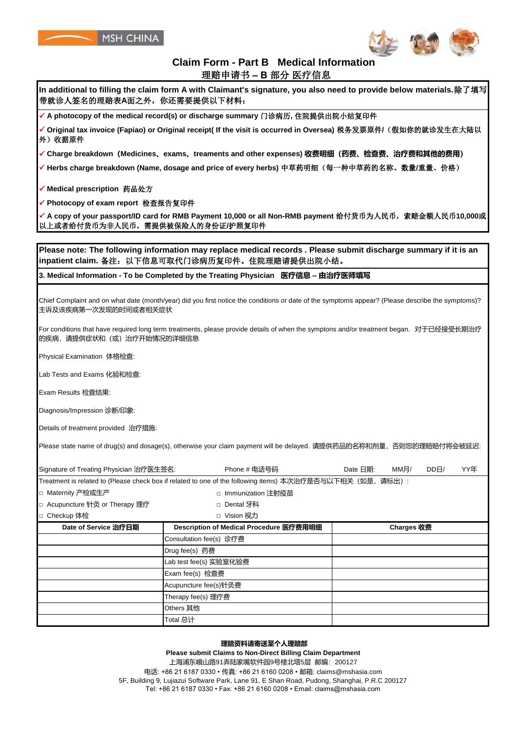MSH CHINA

# Claim Form - Part B　Medical Information

## 理赔申请书 – B 部分 医疗信息

**In additional to filling the claim form A with Claimant's signature, you also need to provide below materials.除了填写带就诊人签名的理赔表A面之外，你还需要提供以下材料：**

✓ **A photocopy of the medical record(s) or discharge summary** 门诊病历, 住院提供出院小结复印件

✓ **Original tax invoice (Fapiao) or Original receipt( If the visit is occurred in Oversea)** 税务发票原件/（假如你的就诊发生在大陆以外）收据原件

✓ **Charge breakdown（Medicines、exams、treaments and other expenses) 收费明细（药费、检查费、治疗费和其他的费用）**

✓ **Herbs charge breakdown (Name, dosage and price of every herbs)** 中草药明细（每一种中草药的名称、数量/重量、价格）

✓ **Medical prescription** 药品处方

✓ **Photocopy of exam report** 检查报告复印件

✓ **A copy of your passport/ID card for RMB Payment 10,000 or all Non-RMB payment 给付货币为人民币，索赔金额人民币10,000或以上或者给付货币为非人民币，需提供被保险人的身份证/护照复印件**

**Please note: The following information may replace medical records . Please submit discharge summary if it is an inpatient claim.** 备注：以下信息可取代门诊病历复印件。住院理赔请提供出院小结。

**3. Medical Information - To be Completed by the Treating Physician　医疗信息 – 由治疗医师填写**

Chief Complaint and on what date (month/year) did you first notice the conditions or date of the symptoms appear? (Please describe the symptoms)? 主诉及该疾病第一次发现的时间或者相关症状

For conditions that have required long term treatments, please provide details of when the symptons and/or treatment began. 对于已经接受长期治疗的疾病，请提供症状和（或）治疗开始情况的详细信息

Physical Examination 体格检查:

Lab Tests and Exams 化验和检查:

Exam Results 检查结果:

Diagnosis/Impression 诊断/印象:

Details of treatment provided 治疗措施:

Please state name of drug(s) and dosage(s), otherwise your claim payment will be delayed. 请提供药品的名称和剂量，否则您的理赔赔付将会被延迟:

Signature of Treating Physician 治疗医生签名:　　　　Phone # 电话号码　　　　Date 日期:　MM月/　DD日/　YY年

Treatment is related to (Please check box if related to one of the following items) 本次治疗是否与以下相关（如是，请标出）:

□ Maternity 产检或生产　　　　□ Immunization 注射疫苗

□ Acupuncture 针灸 or Therapy 理疗　　　　□ Dental 牙科

□ Checkup 体检　　　　□ Vision 视力

| Date of Service 治疗日期 | Description of Medical Procedure 医疗费用明细 | Charges 收费 |
|---|---|---|
| | Consultation fee(s) 诊疗费 | |
| | Drug fee(s) 药费 | |
| | Lab test fee(s) 实验室化验费 | |
| | Exam fee(s) 检查费 | |
| | Acupuncture fee(s)针灸费 | |
| | Therapy fee(s) 理疗费 | |
| | Others 其他 | |
| | Total 总计 | |

**理赔资料请寄送至个人理赔部**

**Please submit Claims to Non-Direct Billing Claim Department**

上海浦东峨山路91弄陆家嘴软件园9号楼北塔5层 邮编：200127

电话: +86 21 6187 0330 • 传真: +86 21 6160 0208 • 邮箱: claims@mshasia.com

5F, Building 9, Lujiazui Software Park, Lane 91, E Shan Road, Pudong, Shanghai, P.R.C 200127

Tel: +86 21 6187 0330 • Fax: +86 21 6160 0208 • Email: claims@mshasia.com